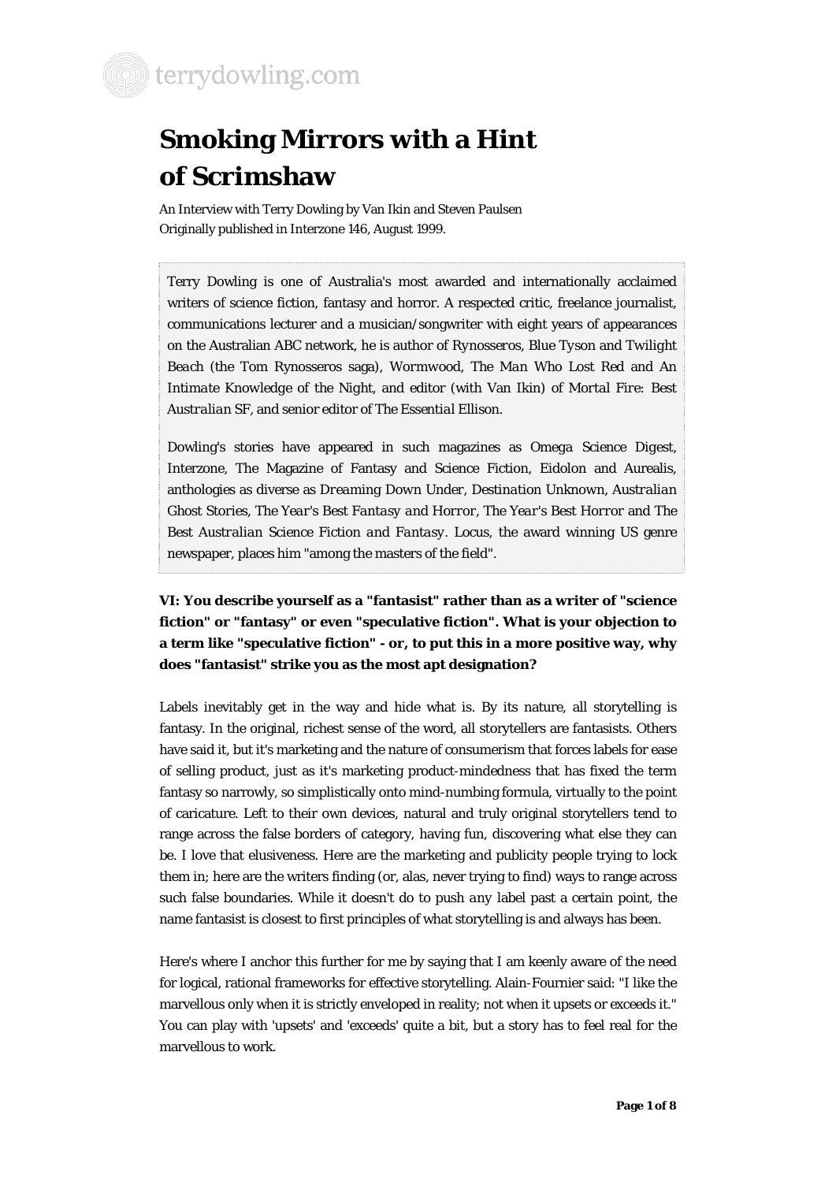# Smoking Mirrors with a Hint of Scrimshaw

An Interview with Terry Dowling by Van Ikin and Steven Paulsen
Originally published in Interzone 146, August 1999.

Terry Dowling is one of Australia's most awarded and internationally acclaimed writers of science fiction, fantasy and horror. A respected critic, freelance journalist, communications lecturer and a musician/songwriter with eight years of appearances on the Australian ABC network, he is author of *Rynosseros*, *Blue Tyson* and *Twilight Beach* (the Tom Rynosseros saga), *Wormwood*, *The Man Who Lost Red* and *An Intimate Knowledge of the Night*, and editor (with Van Ikin) of *Mortal Fire: Best Australian SF*, and senior editor of *The Essential Ellison*.

Dowling's stories have appeared in such magazines as Omega Science Digest, Interzone, The Magazine of Fantasy and Science Fiction, Eidolon and Aurealis, anthologies as diverse as *Dreaming Down Under*, *Destination Unknown*, *Australian Ghost Stories*, *The Year's Best Fantasy and Horror*, *The Year's Best Horror* and *The Best Australian Science Fiction and Fantasy*. Locus, the award winning US genre newspaper, places him "among the masters of the field".

**VI: You describe yourself as a "fantasist" rather than as a writer of "science fiction" or "fantasy" or even "speculative fiction". What is your objection to a term like "speculative fiction" - or, to put this in a more positive way, why does "fantasist" strike you as the most apt designation?**

Labels inevitably get in the way and hide what is. By its nature, all storytelling is fantasy. In the original, richest sense of the word, all storytellers are fantasists. Others have said it, but it's marketing and the nature of consumerism that forces labels for ease of selling product, just as it's marketing product-mindedness that has fixed the term fantasy so narrowly, so simplistically onto mind-numbing formula, virtually to the point of caricature. Left to their own devices, natural and truly original storytellers tend to range across the false borders of category, having fun, discovering what else they can be. I love that elusiveness. Here are the marketing and publicity people trying to lock them in; here are the writers finding (or, alas, never trying to find) ways to range across such false boundaries. While it doesn't do to push *any* label past a certain point, the name fantasist is closest to first principles of what storytelling is and always has been.

Here's where I anchor this further for me by saying that I am keenly aware of the need for logical, rational frameworks for effective storytelling. Alain-Fournier said: "I like the marvellous only when it is strictly enveloped in reality; not when it upsets or exceeds it." You can play with 'upsets' and 'exceeds' quite a bit, but a story has to feel real for the marvellous to work.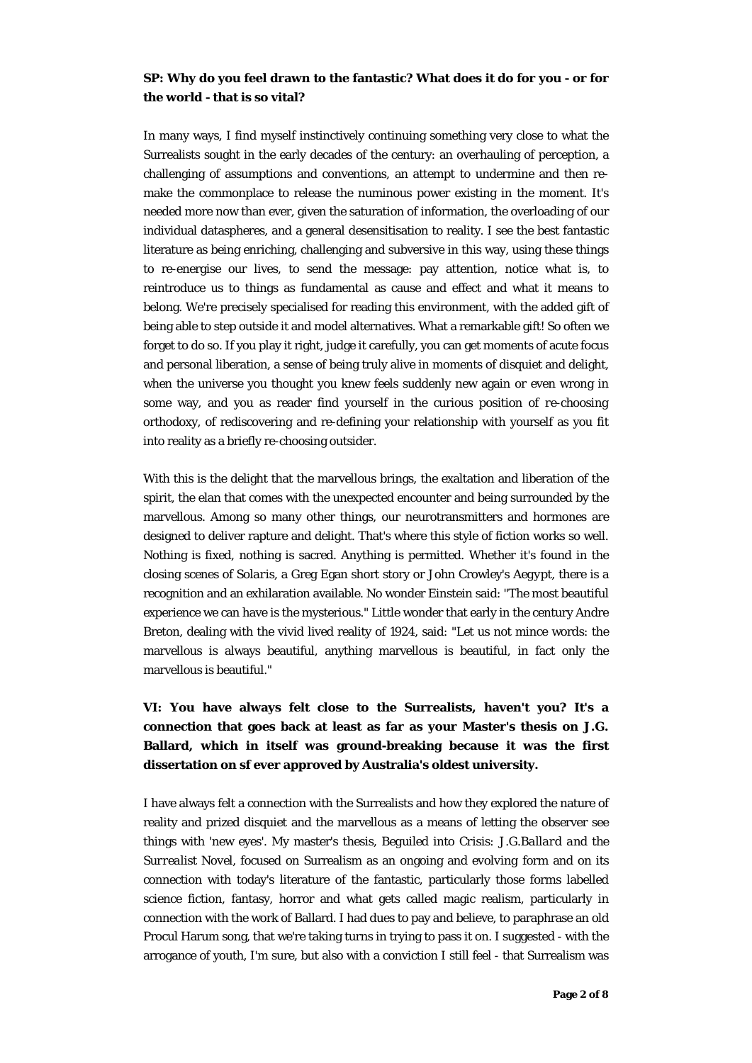**SP: Why do you feel drawn to the fantastic? What does it do for you - or for the world - that is so vital?**

In many ways, I find myself instinctively continuing something very close to what the Surrealists sought in the early decades of the century: an overhauling of perception, a challenging of assumptions and conventions, an attempt to undermine and then re-make the commonplace to release the numinous power existing in the moment. It's needed more now than ever, given the saturation of information, the overloading of our individual dataspheres, and a general desensitisation to reality. I see the best fantastic literature as being enriching, challenging and subversive in this way, using these things to re-energise our lives, to send the message: pay attention, notice what is, to reintroduce us to things as fundamental as cause and effect and what it means to belong. We're precisely specialised for reading this environment, with the added gift of being able to step outside it and model alternatives. What a remarkable gift! So often we forget to do so. If you play it right, judge it carefully, you can get moments of acute focus and personal liberation, a sense of being truly alive in moments of disquiet and delight, when the universe you thought you knew feels suddenly new again or even wrong in some way, and you as reader find yourself in the curious position of re-choosing orthodoxy, of rediscovering and re-defining your relationship with yourself as you fit into reality as a briefly re-choosing outsider.

With this is the delight that the marvellous brings, the exaltation and liberation of the spirit, the elan that comes with the unexpected encounter and being surrounded by the marvellous. Among so many other things, our neurotransmitters and hormones are designed to deliver rapture and delight. That's where this style of fiction works so well. Nothing is fixed, nothing is sacred. Anything is permitted. Whether it's found in the closing scenes of *Solaris*, a Greg Egan short story or John Crowley's *Aegypt*, there is a recognition and an exhilaration available. No wonder Einstein said: "The most beautiful experience we can have is the mysterious." Little wonder that early in the century Andre Breton, dealing with the vivid lived reality of 1924, said: "Let us not mince words: the marvellous is always beautiful, anything marvellous is beautiful, in fact only the marvellous is beautiful."

**VI: You have always felt close to the Surrealists, haven't you? It's a connection that goes back at least as far as your Master's thesis on J.G. Ballard, which in itself was ground-breaking because it was the first dissertation on sf ever approved by Australia's oldest university.**

I have always felt a connection with the Surrealists and how they explored the nature of reality and prized disquiet and the marvellous as a means of letting the observer see things with 'new eyes'. My master's thesis, *Beguiled into Crisis: J.G.Ballard and the Surrealist Novel*, focused on Surrealism as an ongoing and evolving form and on its connection with today's literature of the fantastic, particularly those forms labelled science fiction, fantasy, horror and what gets called magic realism, particularly in connection with the work of Ballard. I had dues to pay and believe, to paraphrase an old Procul Harum song, that we're taking turns in trying to pass it on. I suggested - with the arrogance of youth, I'm sure, but also with a conviction I still feel - that Surrealism was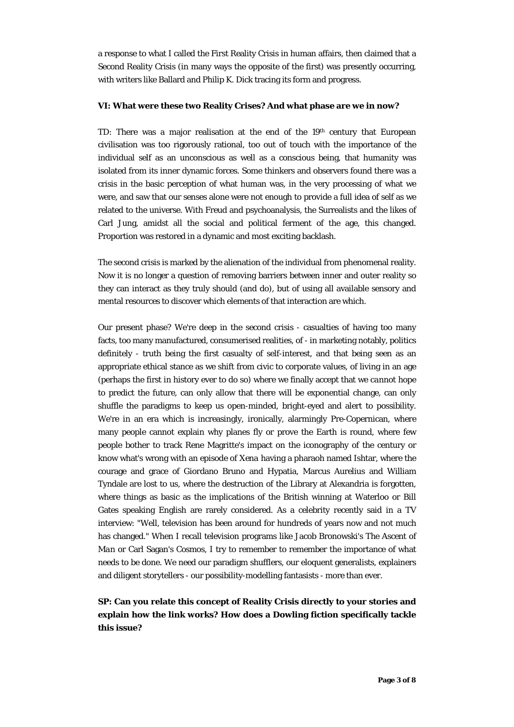a response to what I called the First Reality Crisis in human affairs, then claimed that a Second Reality Crisis (in many ways the opposite of the first) was presently occurring, with writers like Ballard and Philip K. Dick tracing its form and progress.

**VI: What were these two Reality Crises? And what phase are we in now?**

TD: There was a major realisation at the end of the 19th century that European civilisation was too rigorously rational, too out of touch with the importance of the individual self as an unconscious as well as a conscious being, that humanity was isolated from its inner dynamic forces. Some thinkers and observers found there was a crisis in the basic perception of what human was, in the very processing of what we were, and saw that our senses alone were not enough to provide a full idea of self as we related to the universe. With Freud and psychoanalysis, the Surrealists and the likes of Carl Jung, amidst all the social and political ferment of the age, this changed. Proportion was restored in a dynamic and most exciting backlash.

The second crisis is marked by the alienation of the individual from phenomenal reality. Now it is no longer a question of removing barriers between inner and outer reality so they can interact as they truly should (and do), but of using all available sensory and mental resources to discover which elements of that interaction are which.

Our present phase? We're deep in the second crisis - casualties of having too many facts, too many manufactured, consumerised realities, of - in marketing notably, politics definitely - truth being the first casualty of self-interest, and that being seen as an appropriate ethical stance as we shift from civic to corporate values, of living in an age (perhaps the first in history ever to do so) where we finally accept that we cannot hope to predict the future, can only allow that there will be exponential change, can only shuffle the paradigms to keep us open-minded, bright-eyed and alert to possibility. We're in an era which is increasingly, ironically, alarmingly Pre-Copernican, where many people cannot explain why planes fly or prove the Earth is round, where few people bother to track Rene Magritte's impact on the iconography of the century or know what's wrong with an episode of *Xena* having a pharaoh named Ishtar, where the courage and grace of Giordano Bruno and Hypatia, Marcus Aurelius and William Tyndale are lost to us, where the destruction of the Library at Alexandria is forgotten, where things as basic as the implications of the British winning at Waterloo or Bill Gates speaking English are rarely considered. As a celebrity recently said in a TV interview: "Well, television has been around for hundreds of years now and not much has changed." When I recall television programs like Jacob Bronowski's *The Ascent of Man* or Carl Sagan's *Cosmos*, I try to remember to remember the importance of what needs to be done. We need our paradigm shufflers, our eloquent generalists, explainers and diligent storytellers - our possibility-modelling fantasists - more than ever.

**SP: Can you relate this concept of Reality Crisis directly to your stories and explain how the link works? How does a Dowling fiction specifically tackle this issue?**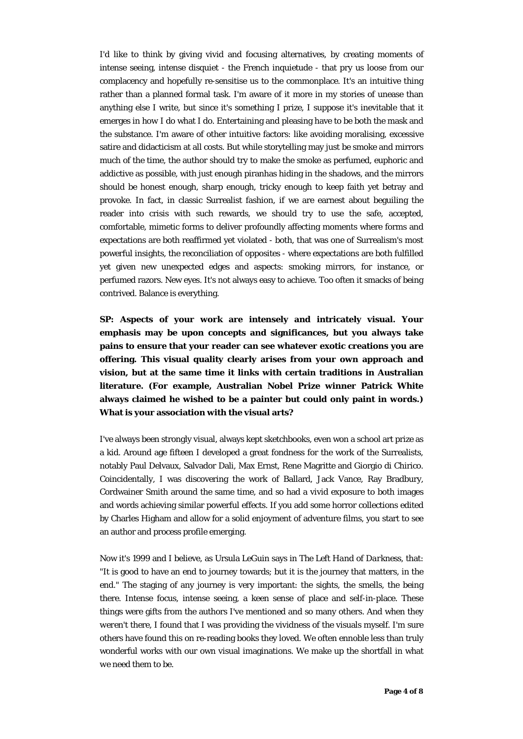I'd like to think by giving vivid and focusing alternatives, by creating moments of intense seeing, intense disquiet - the French inquietude - that pry us loose from our complacency and hopefully re-sensitise us to the commonplace. It's an intuitive thing rather than a planned formal task. I'm aware of it more in my stories of unease than anything else I write, but since it's something I prize, I suppose it's inevitable that it emerges in how I do what I do. Entertaining and pleasing have to be both the mask and the substance. I'm aware of other intuitive factors: like avoiding moralising, excessive satire and didacticism at all costs. But while storytelling may just be smoke and mirrors much of the time, the author should try to make the smoke as perfumed, euphoric and addictive as possible, with just enough piranhas hiding in the shadows, and the mirrors should be honest enough, sharp enough, tricky enough to keep faith yet betray and provoke. In fact, in classic Surrealist fashion, if we are earnest about beguiling the reader into crisis with such rewards, we should try to use the safe, accepted, comfortable, mimetic forms to deliver profoundly affecting moments where forms and expectations are both reaffirmed yet violated - both, that was one of Surrealism's most powerful insights, the reconciliation of opposites - where expectations are both fulfilled yet given new unexpected edges and aspects: smoking mirrors, for instance, or perfumed razors. New eyes. It's not always easy to achieve. Too often it smacks of being contrived. Balance is everything.

**SP: Aspects of your work are intensely and intricately visual. Your emphasis may be upon concepts and significances, but you always take pains to ensure that your reader can see whatever exotic creations you are offering. This visual quality clearly arises from your own approach and vision, but at the same time it links with certain traditions in Australian literature. (For example, Australian Nobel Prize winner Patrick White always claimed he wished to be a painter but could only paint in words.) What is your association with the visual arts?**

I've always been strongly visual, always kept sketchbooks, even won a school art prize as a kid. Around age fifteen I developed a great fondness for the work of the Surrealists, notably Paul Delvaux, Salvador Dali, Max Ernst, Rene Magritte and Giorgio di Chirico. Coincidentally, I was discovering the work of Ballard, Jack Vance, Ray Bradbury, Cordwainer Smith around the same time, and so had a vivid exposure to both images and words achieving similar powerful effects. If you add some horror collections edited by Charles Higham and allow for a solid enjoyment of adventure films, you start to see an author and process profile emerging.

Now it's 1999 and I believe, as Ursula LeGuin says in *The Left Hand of Darkness*, that: "It is good to have an end to journey towards; but it is the journey that matters, in the end." The staging of any journey is very important: the sights, the smells, the being there. Intense focus, intense seeing, a keen sense of place and self-in-place. These things were gifts from the authors I've mentioned and so many others. And when they weren't there, I found that I was providing the vividness of the visuals myself. I'm sure others have found this on re-reading books they loved. We often ennoble less than truly wonderful works with our own visual imaginations. We make up the shortfall in what we need them to be.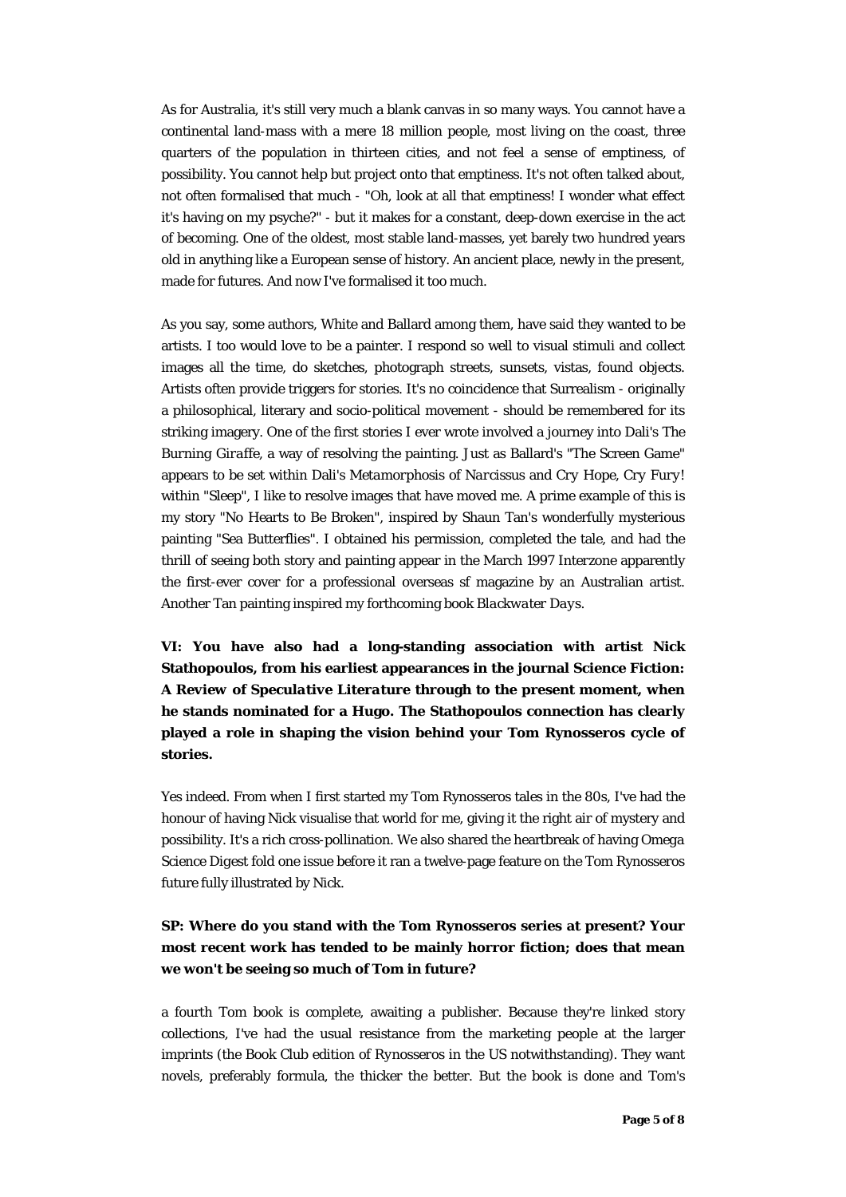As for Australia, it's still very much a blank canvas in so many ways. You cannot have a continental land-mass with a mere 18 million people, most living on the coast, three quarters of the population in thirteen cities, and not feel a sense of emptiness, of possibility. You cannot help but project onto that emptiness. It's not often talked about, not often formalised that much - "Oh, look at all that emptiness! I wonder what effect it's having on my psyche?" - but it makes for a constant, deep-down exercise in the act of becoming. One of the oldest, most stable land-masses, yet barely two hundred years old in anything like a European sense of history. An ancient place, newly in the present, made for futures. And now I've formalised it too much.

As you say, some authors, White and Ballard among them, have said they wanted to be artists. I too would love to be a painter. I respond so well to visual stimuli and collect images all the time, do sketches, photograph streets, sunsets, vistas, found objects. Artists often provide triggers for stories. It's no coincidence that Surrealism - originally a philosophical, literary and socio-political movement - should be remembered for its striking imagery. One of the first stories I ever wrote involved a journey into Dali's *The Burning Giraffe*, a way of resolving the painting. Just as Ballard's "The Screen Game" appears to be set within Dali's *Metamorphosis of Narcissus* and *Cry Hope, Cry Fury!* within "Sleep", I like to resolve images that have moved me. A prime example of this is my story "No Hearts to Be Broken", inspired by Shaun Tan's wonderfully mysterious painting "Sea Butterflies". I obtained his permission, completed the tale, and had the thrill of seeing both story and painting appear in the March 1997 Interzone apparently the first-ever cover for a professional overseas sf magazine by an Australian artist. Another Tan painting inspired my forthcoming book *Blackwater Days*.

**VI: You have also had a long-standing association with artist Nick Stathopoulos, from his earliest appearances in the journal Science Fiction: *A Review of Speculative Literature* through to the present moment, when he stands nominated for a Hugo. The Stathopoulos connection has clearly played a role in shaping the vision behind your Tom Rynosseros cycle of stories.**

Yes indeed. From when I first started my Tom Rynosseros tales in the 80s, I've had the honour of having Nick visualise that world for me, giving it the right air of mystery and possibility. It's a rich cross-pollination. We also shared the heartbreak of having Omega Science Digest fold one issue before it ran a twelve-page feature on the Tom Rynosseros future fully illustrated by Nick.

**SP: Where do you stand with the Tom Rynosseros series at present? Your most recent work has tended to be mainly horror fiction; does that mean we won't be seeing so much of Tom in future?**

a fourth Tom book is complete, awaiting a publisher. Because they're linked story collections, I've had the usual resistance from the marketing people at the larger imprints (the Book Club edition of *Rynosseros* in the US notwithstanding). They want novels, preferably formula, the thicker the better. But the book is done and Tom's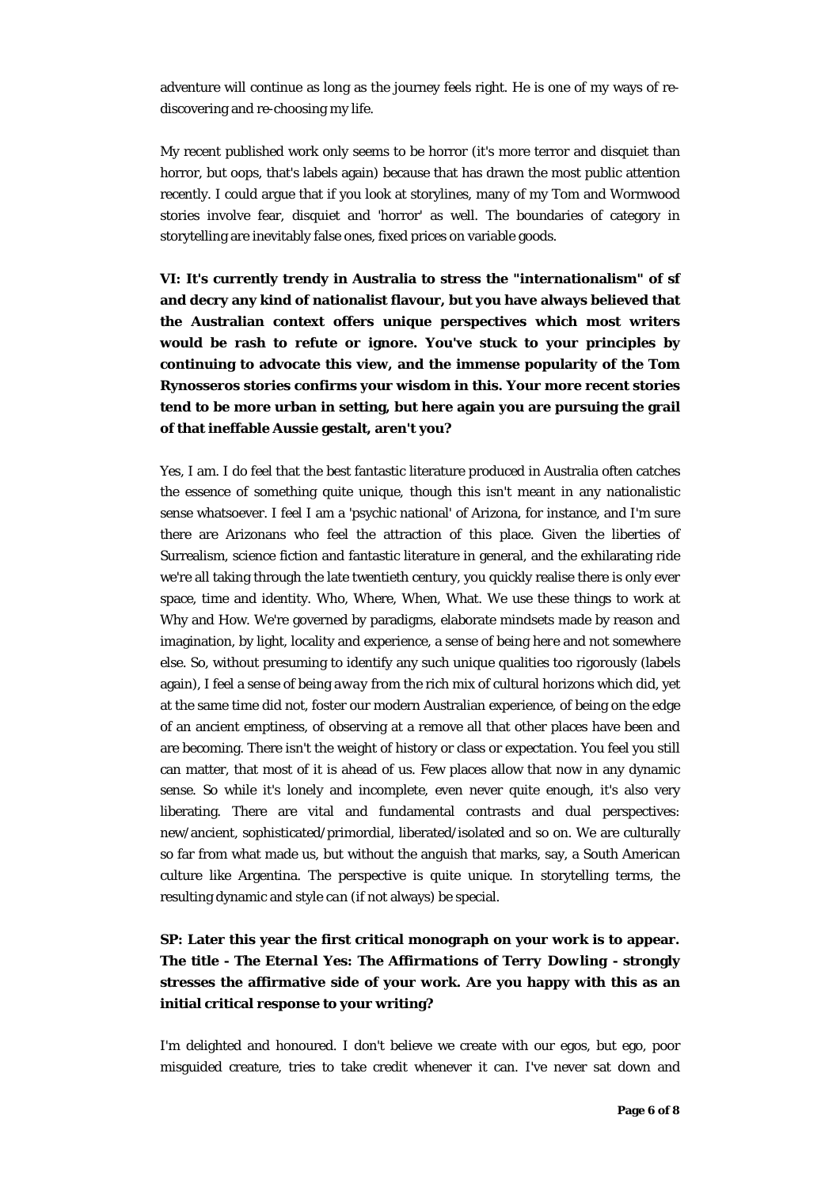adventure will continue as long as the journey feels right. He is one of my ways of re-discovering and re-choosing my life.

My recent published work only seems to be horror (it's more terror and disquiet than horror, but oops, that's labels again) because that has drawn the most public attention recently. I could argue that if you look at storylines, many of my Tom and Wormwood stories involve fear, disquiet and 'horror' as well. The boundaries of category in storytelling are inevitably false ones, fixed prices on variable goods.

**VI: It's currently trendy in Australia to stress the "internationalism" of sf and decry any kind of nationalist flavour, but you have always believed that the Australian context offers unique perspectives which most writers would be rash to refute or ignore. You've stuck to your principles by continuing to advocate this view, and the immense popularity of the Tom Rynosseros stories confirms your wisdom in this. Your more recent stories tend to be more urban in setting, but here again you are pursuing the grail of that ineffable Aussie gestalt, aren't you?**

Yes, I am. I do feel that the best fantastic literature produced in Australia often catches the essence of something quite unique, though this isn't meant in any nationalistic sense whatsoever. I feel I am a 'psychic national' of Arizona, for instance, and I'm sure there are Arizonans who feel the attraction of this place. Given the liberties of Surrealism, science fiction and fantastic literature in general, and the exhilarating ride we're all taking through the late twentieth century, you quickly realise there is only ever space, time and identity. Who, Where, When, What. We use these things to work at Why and How. We're governed by paradigms, elaborate mindsets made by reason and imagination, by light, locality and experience, a sense of being *here* and not somewhere else. So, without presuming to identify any such unique qualities too rigorously (labels again), I feel a sense of being *away* from the rich mix of cultural horizons which did, yet at the same time did not, foster our modern Australian experience, of being on the edge of an ancient emptiness, of observing at a remove all that other places have been and are becoming. There isn't the weight of history or class or expectation. You feel you still can matter, that most of it is ahead of us. Few places allow that now in any dynamic sense. So while it's lonely and incomplete, even never quite enough, it's also very liberating. There are vital and fundamental contrasts and dual perspectives: new/ancient, sophisticated/primordial, liberated/isolated and so on. We are culturally so far from what made us, but without the anguish that marks, say, a South American culture like Argentina. The perspective is quite unique. In storytelling terms, the resulting dynamic and style *can* (if not always) be special.

**SP: Later this year the first critical monograph on your work is to appear. The title - *The Eternal Yes: The Affirmations of Terry Dowling* - strongly stresses the affirmative side of your work. Are you happy with this as an initial critical response to your writing?**

I'm delighted and honoured. I don't believe we create with our egos, but ego, poor misguided creature, tries to take credit whenever it can. I've never sat down and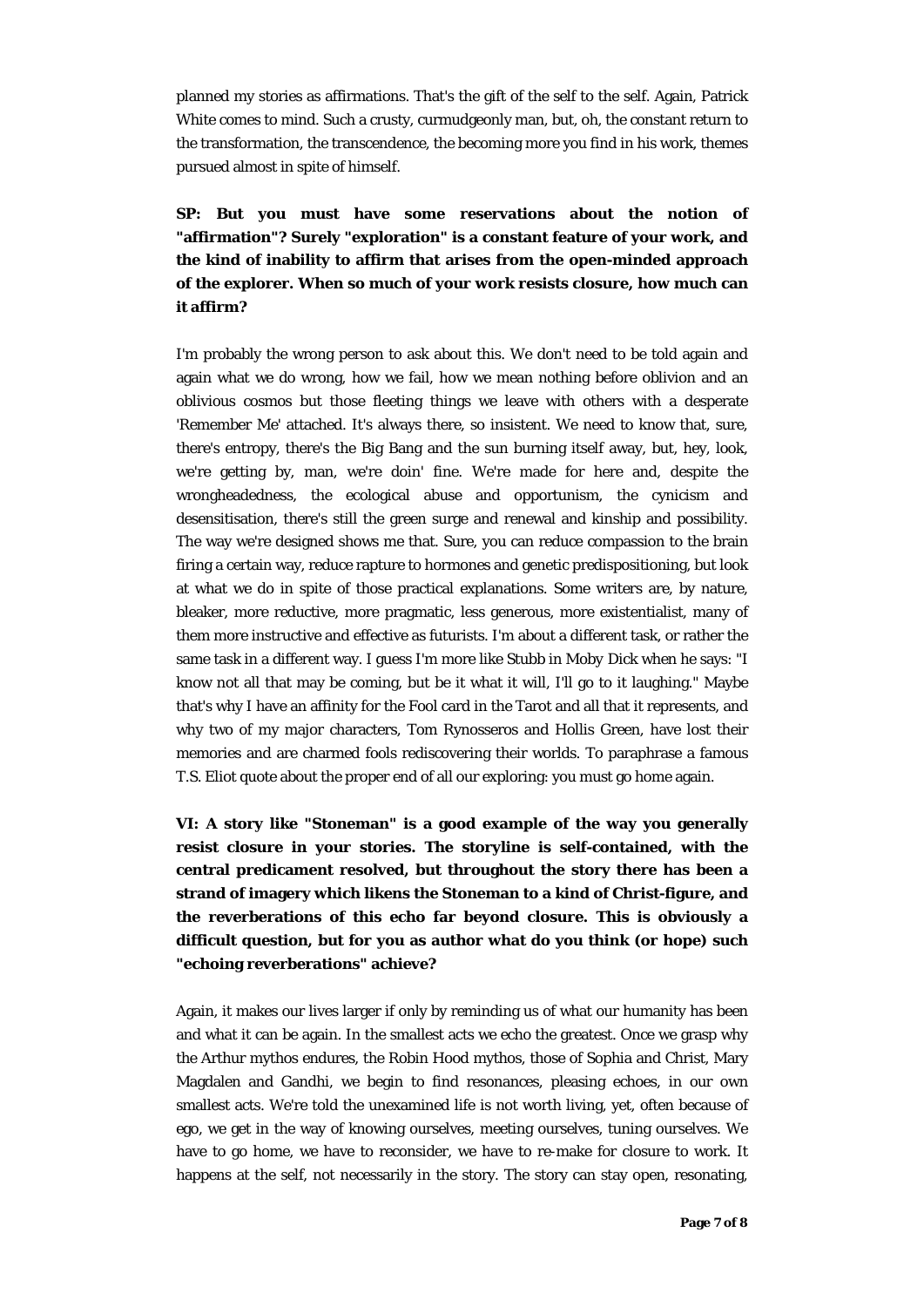planned my stories as affirmations. That's the gift of the self to the self. Again, Patrick White comes to mind. Such a crusty, curmudgeonly man, but, oh, the constant return to the transformation, the transcendence, the becoming more you find in his work, themes pursued almost in spite of himself.

**SP: But you must have some reservations about the notion of "affirmation"? Surely "exploration" is a constant feature of your work, and the kind of inability to affirm that arises from the open-minded approach of the explorer. When so much of your work resists closure, how much can it affirm?**

I'm probably the wrong person to ask about this. We don't need to be told again and again what we do wrong, how we fail, how we mean nothing before oblivion and an oblivious cosmos but those fleeting things we leave with others with a desperate 'Remember Me' attached. It's always there, so insistent. We need to know that, sure, there's entropy, there's the Big Bang and the sun burning itself away, but, hey, look, we're getting by, man, we're doin' fine. We're made for here and, despite the wrongheadedness, the ecological abuse and opportunism, the cynicism and desensitisation, there's still the green surge and renewal and kinship and possibility. The way we're designed shows me that. Sure, you can reduce compassion to the brain firing a certain way, reduce rapture to hormones and genetic predispositioning, but look at what we do in spite of those practical explanations. Some writers are, by nature, bleaker, more reductive, more pragmatic, less generous, more existentialist, many of them more instructive and effective as futurists. I'm about a different task, or rather the same task in a different way. I guess I'm more like Stubb in Moby Dick when he says: "I know not all that may be coming, but be it what it will, I'll go to it laughing." Maybe that's why I have an affinity for the Fool card in the Tarot and all that it represents, and why two of my major characters, Tom Rynosseros and Hollis Green, have lost their memories and are charmed fools rediscovering their worlds. To paraphrase a famous T.S. Eliot quote about the proper end of all our exploring: you must go home again.

**VI: A story like "Stoneman" is a good example of the way you generally resist closure in your stories. The storyline is self-contained, with the central predicament resolved, but throughout the story there has been a strand of imagery which likens the Stoneman to a kind of Christ-figure, and the reverberations of this echo far beyond closure. This is obviously a difficult question, but for you as author what do you think (or hope) such "echoing reverberations" achieve?**

Again, it makes our lives larger if only by reminding us of what our humanity has been and what it can be again. In the smallest acts we echo the greatest. Once we grasp why the Arthur mythos endures, the Robin Hood mythos, those of Sophia and Christ, Mary Magdalen and Gandhi, we begin to find resonances, pleasing echoes, in our own smallest acts. We're told the unexamined life is not worth living, yet, often because of ego, we get in the way of knowing ourselves, meeting ourselves, tuning ourselves. We have to go home, we have to reconsider, we have to re-make for closure to work. It happens at the self, not necessarily in the story. The story can stay open, resonating,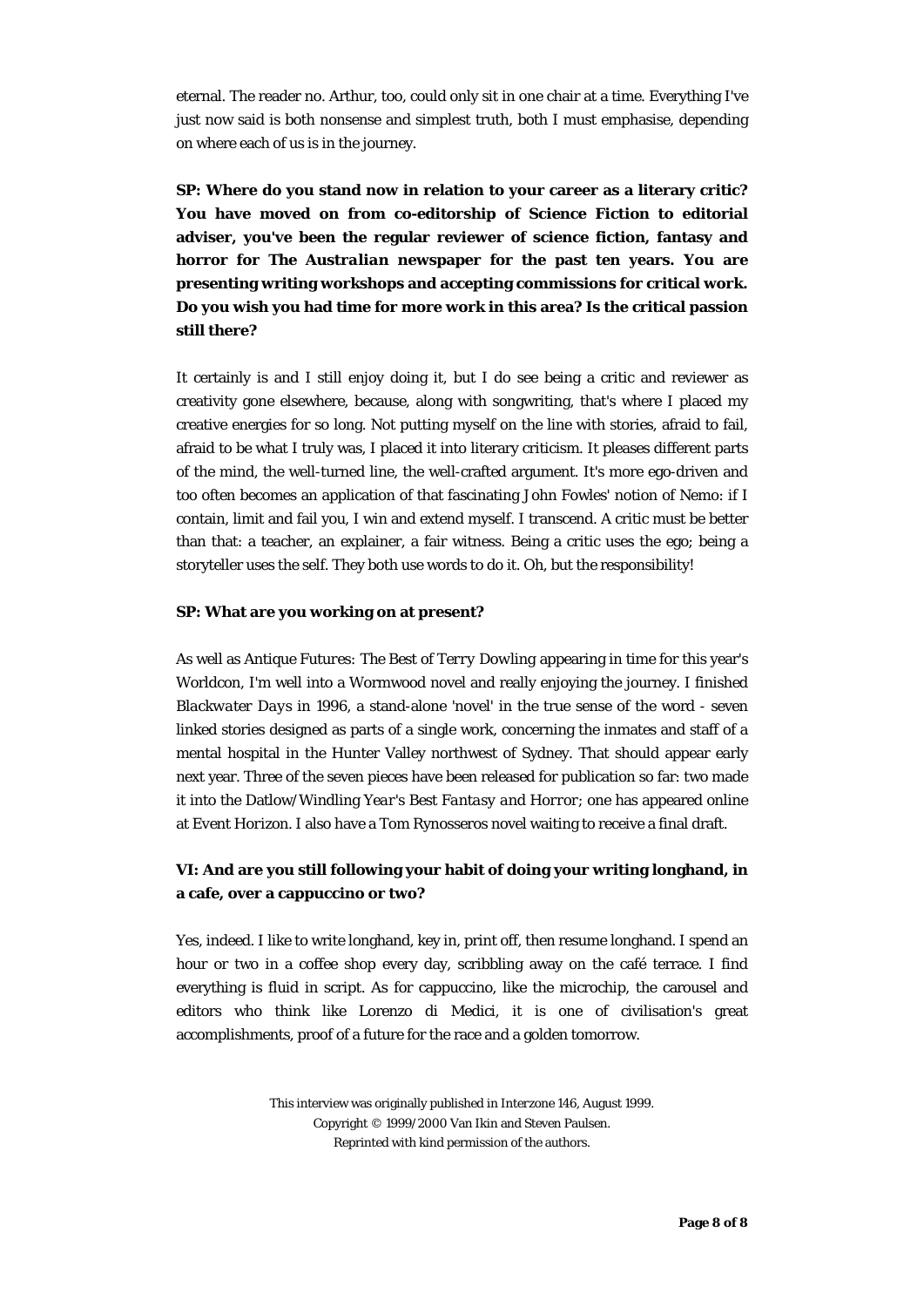eternal. The reader no. Arthur, too, could only sit in one chair at a time. Everything I've just now said is both nonsense and simplest truth, both I must emphasise, depending on where each of us is in the journey.

**SP: Where do you stand now in relation to your career as a literary critic? You have moved on from co-editorship of Science Fiction to editorial adviser, you've been the regular reviewer of science fiction, fantasy and horror for *The Australian* newspaper for the past ten years. You are presenting writing workshops and accepting commissions for critical work. Do you wish you had time for more work in this area? Is the critical passion still there?**

It certainly is and I still enjoy doing it, but I do see being a critic and reviewer as creativity gone elsewhere, because, along with songwriting, that's where I placed my creative energies for so long. Not putting myself on the line with stories, afraid to fail, afraid to be what I truly was, I placed it into literary criticism. It pleases different parts of the mind, the well-turned line, the well-crafted argument. It's more ego-driven and too often becomes an application of that fascinating John Fowles' notion of Nemo: if I contain, limit and fail you, I win and extend myself. I transcend. A critic must be better than that: a teacher, an explainer, a fair witness. Being a critic uses the ego; being a storyteller uses the self. They both use words to do it. Oh, but the responsibility!

**SP: What are you working on at present?**

As well as *Antique Futures: The Best of Terry Dowling* appearing in time for this year's Worldcon, I'm well into a Wormwood novel and really enjoying the journey. I finished *Blackwater Days* in 1996, a stand-alone 'novel' in the true sense of the word - seven linked stories designed as parts of a single work, concerning the inmates and staff of a mental hospital in the Hunter Valley northwest of Sydney. That should appear early next year. Three of the seven pieces have been released for publication so far: two made it into the Datlow/Windling *Year's Best Fantasy and Horror*; one has appeared online at Event Horizon. I also have a Tom Rynosseros novel waiting to receive a final draft.

**VI: And are you still following your habit of doing your writing longhand, in a cafe, over a cappuccino or two?**

Yes, indeed. I like to write longhand, key in, print off, then resume longhand. I spend an hour or two in a coffee shop every day, scribbling away on the café terrace. I find everything is fluid in script. As for cappuccino, like the microchip, the carousel and editors who think like Lorenzo di Medici, it is one of civilisation's great accomplishments, proof of a future for the race and a golden tomorrow.

This interview was originally published in Interzone 146, August 1999.
Copyright © 1999/2000 Van Ikin and Steven Paulsen.
Reprinted with kind permission of the authors.